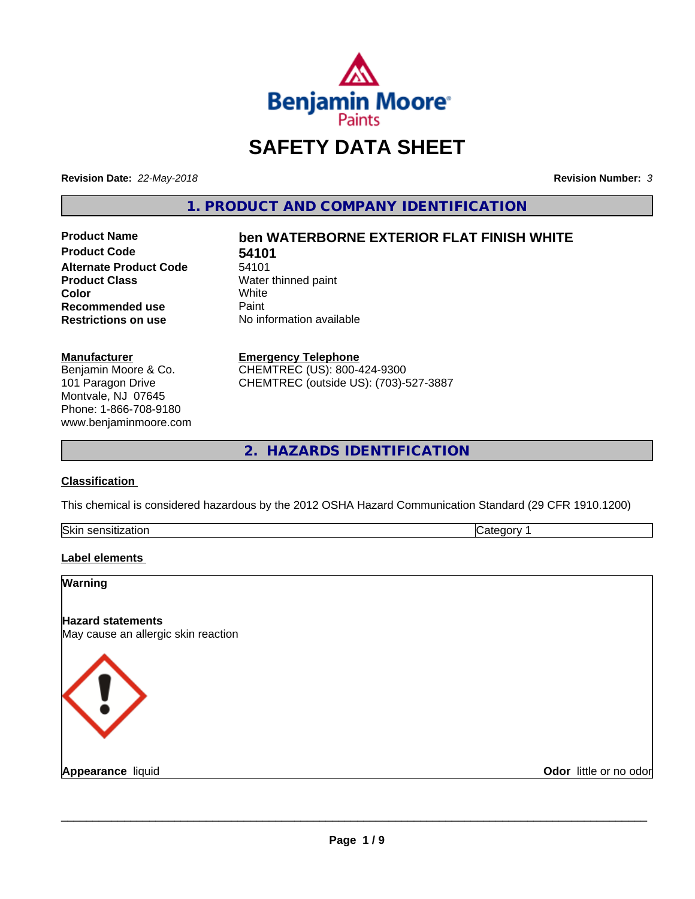# SAFETY DATA SHEET

**Revision Date:** *22-May-2018*

**Revision Number:** *3*

## 1. PRODUCT AND COMPANY IDENTIFICATION

| | |
|---|---|
| **Product Name** | **ben WATERBORNE EXTERIOR FLAT FINISH WHITE** |
| **Product Code** | **54101** |
| **Alternate Product Code** | 54101 |
| **Product Class** | Water thinned paint |
| **Color** | White |
| **Recommended use** | Paint |
| **Restrictions on use** | No information available |

**Manufacturer**
Benjamin Moore & Co.
101 Paragon Drive
Montvale, NJ 07645
Phone: 1-866-708-9180
www.benjaminmoore.com

**Emergency Telephone**
CHEMTREC (US): 800-424-9300
CHEMTREC (outside US): (703)-527-3887

## 2. HAZARDS IDENTIFICATION

**Classification**

This chemical is considered hazardous by the 2012 OSHA Hazard Communication Standard (29 CFR 1910.1200)

| | |
|---|---|
| Skin sensitization | Category 1 |

**Label elements**

**Warning**

**Hazard statements**
May cause an allergic skin reaction

**Appearance** liquid

**Odor** little or no odor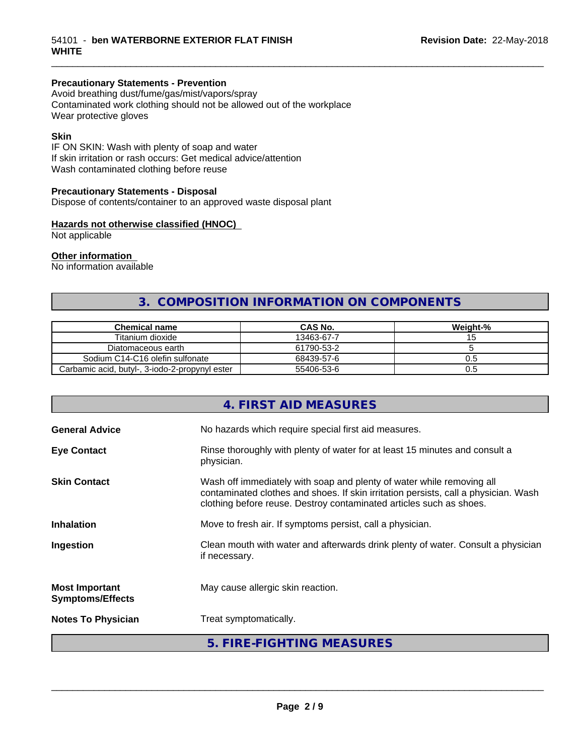**Precautionary Statements - Prevention**

Avoid breathing dust/fume/gas/mist/vapors/spray
Contaminated work clothing should not be allowed out of the workplace
Wear protective gloves

**Skin**

IF ON SKIN: Wash with plenty of soap and water
If skin irritation or rash occurs: Get medical advice/attention
Wash contaminated clothing before reuse

**Precautionary Statements - Disposal**

Dispose of contents/container to an approved waste disposal plant

**Hazards not otherwise classified (HNOC)**

Not applicable

**Other information**

No information available

## 3. COMPOSITION INFORMATION ON COMPONENTS

| Chemical name | CAS No. | Weight-% |
| --- | --- | --- |
| Titanium dioxide | 13463-67-7 | 15 |
| Diatomaceous earth | 61790-53-2 | 5 |
| Sodium C14-C16 olefin sulfonate | 68439-57-6 | 0.5 |
| Carbamic acid, butyl-, 3-iodo-2-propynyl ester | 55406-53-6 | 0.5 |

## 4. FIRST AID MEASURES

**General Advice**
No hazards which require special first aid measures.

**Eye Contact**
Rinse thoroughly with plenty of water for at least 15 minutes and consult a physician.

**Skin Contact**
Wash off immediately with soap and plenty of water while removing all contaminated clothes and shoes. If skin irritation persists, call a physician. Wash clothing before reuse. Destroy contaminated articles such as shoes.

**Inhalation**
Move to fresh air. If symptoms persist, call a physician.

**Ingestion**
Clean mouth with water and afterwards drink plenty of water. Consult a physician if necessary.

**Most Important Symptoms/Effects**
May cause allergic skin reaction.

**Notes To Physician**
Treat symptomatically.

## 5. FIRE-FIGHTING MEASURES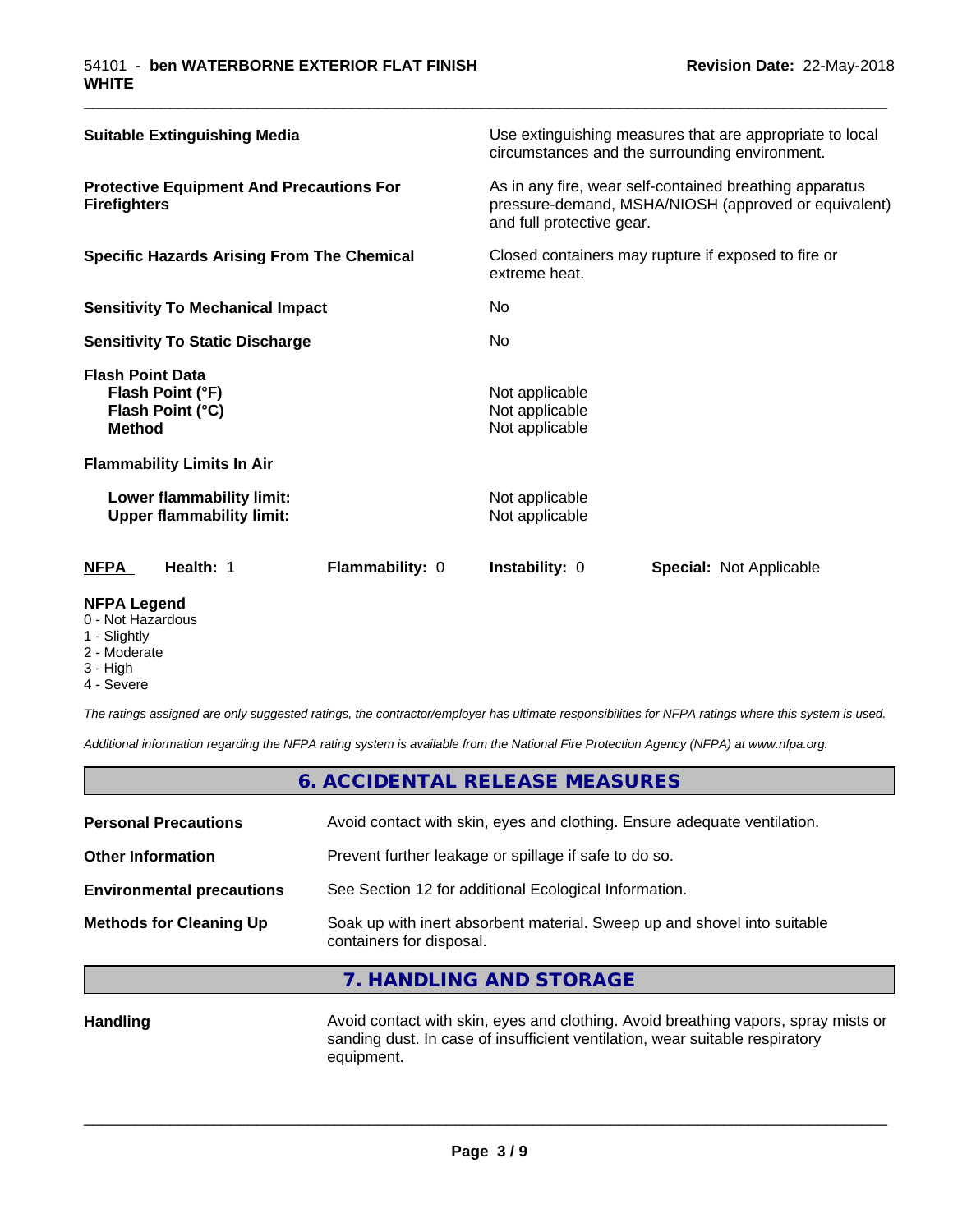| | |
|---|---|
| **Suitable Extinguishing Media** | Use extinguishing measures that are appropriate to local circumstances and the surrounding environment. |
| **Protective Equipment And Precautions For Firefighters** | As in any fire, wear self-contained breathing apparatus pressure-demand, MSHA/NIOSH (approved or equivalent) and full protective gear. |
| **Specific Hazards Arising From The Chemical** | Closed containers may rupture if exposed to fire or extreme heat. |
| **Sensitivity To Mechanical Impact** | No |
| **Sensitivity To Static Discharge** | No |

**Flash Point Data**

| | |
|---|---|
| **Flash Point (°F)** | Not applicable |
| **Flash Point (°C)** | Not applicable |
| **Method** | Not applicable |

**Flammability Limits In Air**

| | |
|---|---|
| **Lower flammability limit:** | Not applicable |
| **Upper flammability limit:** | Not applicable |

| NFPA | Health: 1 | Flammability: 0 | Instability: 0 | Special: Not Applicable |
|---|---|---|---|---|

**NFPA Legend**
- 0 - Not Hazardous
- 1 - Slightly
- 2 - Moderate
- 3 - High
- 4 - Severe

*The ratings assigned are only suggested ratings, the contractor/employer has ultimate responsibilities for NFPA ratings where this system is used.*

*Additional information regarding the NFPA rating system is available from the National Fire Protection Agency (NFPA) at www.nfpa.org.*

## 6. ACCIDENTAL RELEASE MEASURES

| | |
|---|---|
| **Personal Precautions** | Avoid contact with skin, eyes and clothing. Ensure adequate ventilation. |
| **Other Information** | Prevent further leakage or spillage if safe to do so. |
| **Environmental precautions** | See Section 12 for additional Ecological Information. |
| **Methods for Cleaning Up** | Soak up with inert absorbent material. Sweep up and shovel into suitable containers for disposal. |

## 7. HANDLING AND STORAGE

| | |
|---|---|
| **Handling** | Avoid contact with skin, eyes and clothing. Avoid breathing vapors, spray mists or sanding dust. In case of insufficient ventilation, wear suitable respiratory equipment. |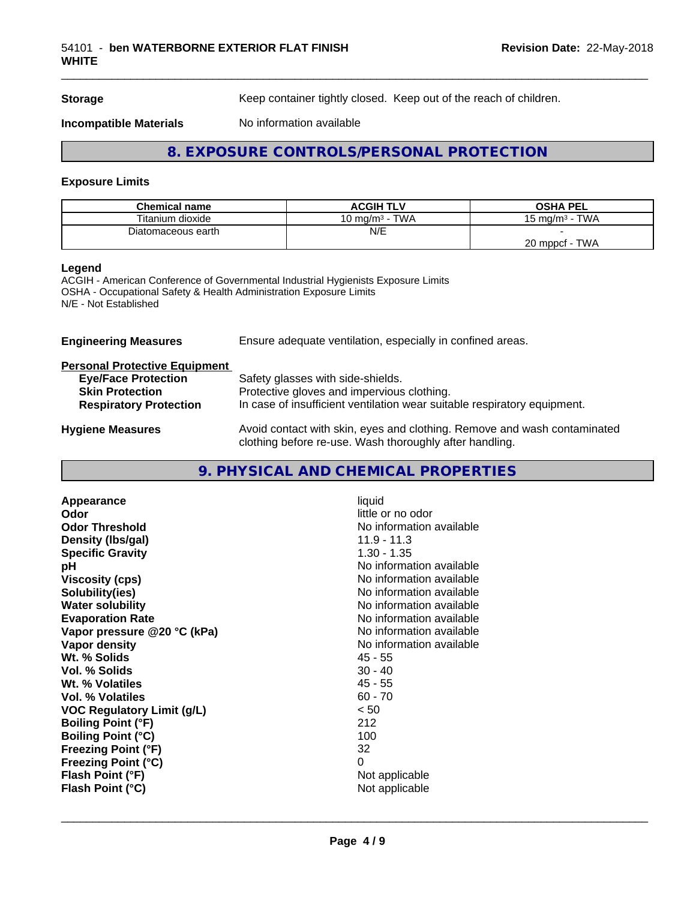| **Storage** | Keep container tightly closed. Keep out of the reach of children. |
|---|---|
| **Incompatible Materials** | No information available |

## 8. EXPOSURE CONTROLS/PERSONAL PROTECTION

### Exposure Limits

| Chemical name | ACGIH TLV | OSHA PEL |
|---|---|---|
| Titanium dioxide | 10 mg/m³ - TWA | 15 mg/m³ - TWA |
| Diatomaceous earth | N/E | -<br>20 mppcf - TWA |

**Legend**
ACGIH - American Conference of Governmental Industrial Hygienists Exposure Limits
OSHA - Occupational Safety & Health Administration Exposure Limits
N/E - Not Established

**Engineering Measures** Ensure adequate ventilation, especially in confined areas.

**Personal Protective Equipment**

- **Eye/Face Protection** Safety glasses with side-shields.
- **Skin Protection** Protective gloves and impervious clothing.
- **Respiratory Protection** In case of insufficient ventilation wear suitable respiratory equipment.

**Hygiene Measures** Avoid contact with skin, eyes and clothing. Remove and wash contaminated clothing before re-use. Wash thoroughly after handling.

## 9. PHYSICAL AND CHEMICAL PROPERTIES

| | |
|---|---|
| **Appearance** | liquid |
| **Odor** | little or no odor |
| **Odor Threshold** | No information available |
| **Density (lbs/gal)** | 11.9 - 11.3 |
| **Specific Gravity** | 1.30 - 1.35 |
| **pH** | No information available |
| **Viscosity (cps)** | No information available |
| **Solubility(ies)** | No information available |
| **Water solubility** | No information available |
| **Evaporation Rate** | No information available |
| **Vapor pressure @20 °C (kPa)** | No information available |
| **Vapor density** | No information available |
| **Wt. % Solids** | 45 - 55 |
| **Vol. % Solids** | 30 - 40 |
| **Wt. % Volatiles** | 45 - 55 |
| **Vol. % Volatiles** | 60 - 70 |
| **VOC Regulatory Limit (g/L)** | < 50 |
| **Boiling Point (°F)** | 212 |
| **Boiling Point (°C)** | 100 |
| **Freezing Point (°F)** | 32 |
| **Freezing Point (°C)** | 0 |
| **Flash Point (°F)** | Not applicable |
| **Flash Point (°C)** | Not applicable |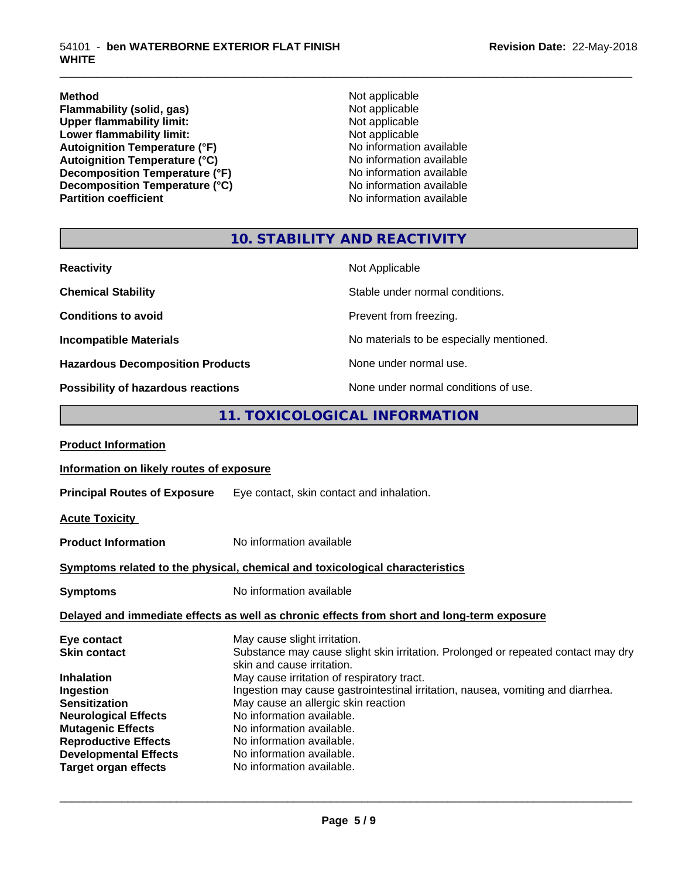| | |
|---|---|
| **Method** | Not applicable |
| **Flammability (solid, gas)** | Not applicable |
| **Upper flammability limit:** | Not applicable |
| **Lower flammability limit:** | Not applicable |
| **Autoignition Temperature (°F)** | No information available |
| **Autoignition Temperature (°C)** | No information available |
| **Decomposition Temperature (°F)** | No information available |
| **Decomposition Temperature (°C)** | No information available |
| **Partition coefficient** | No information available |

## 10. STABILITY AND REACTIVITY

| | |
|---|---|
| **Reactivity** | Not Applicable |
| **Chemical Stability** | Stable under normal conditions. |
| **Conditions to avoid** | Prevent from freezing. |
| **Incompatible Materials** | No materials to be especially mentioned. |
| **Hazardous Decomposition Products** | None under normal use. |
| **Possibility of hazardous reactions** | None under normal conditions of use. |

## 11. TOXICOLOGICAL INFORMATION

**Product Information**

**Information on likely routes of exposure**

**Principal Routes of Exposure** Eye contact, skin contact and inhalation.

**Acute Toxicity**

**Product Information** No information available

**Symptoms related to the physical, chemical and toxicological characteristics**

**Symptoms** No information available

**Delayed and immediate effects as well as chronic effects from short and long-term exposure**

| | |
|---|---|
| **Eye contact** | May cause slight irritation. |
| **Skin contact** | Substance may cause slight skin irritation. Prolonged or repeated contact may dry skin and cause irritation. |
| **Inhalation** | May cause irritation of respiratory tract. |
| **Ingestion** | Ingestion may cause gastrointestinal irritation, nausea, vomiting and diarrhea. |
| **Sensitization** | May cause an allergic skin reaction |
| **Neurological Effects** | No information available. |
| **Mutagenic Effects** | No information available. |
| **Reproductive Effects** | No information available. |
| **Developmental Effects** | No information available. |
| **Target organ effects** | No information available. |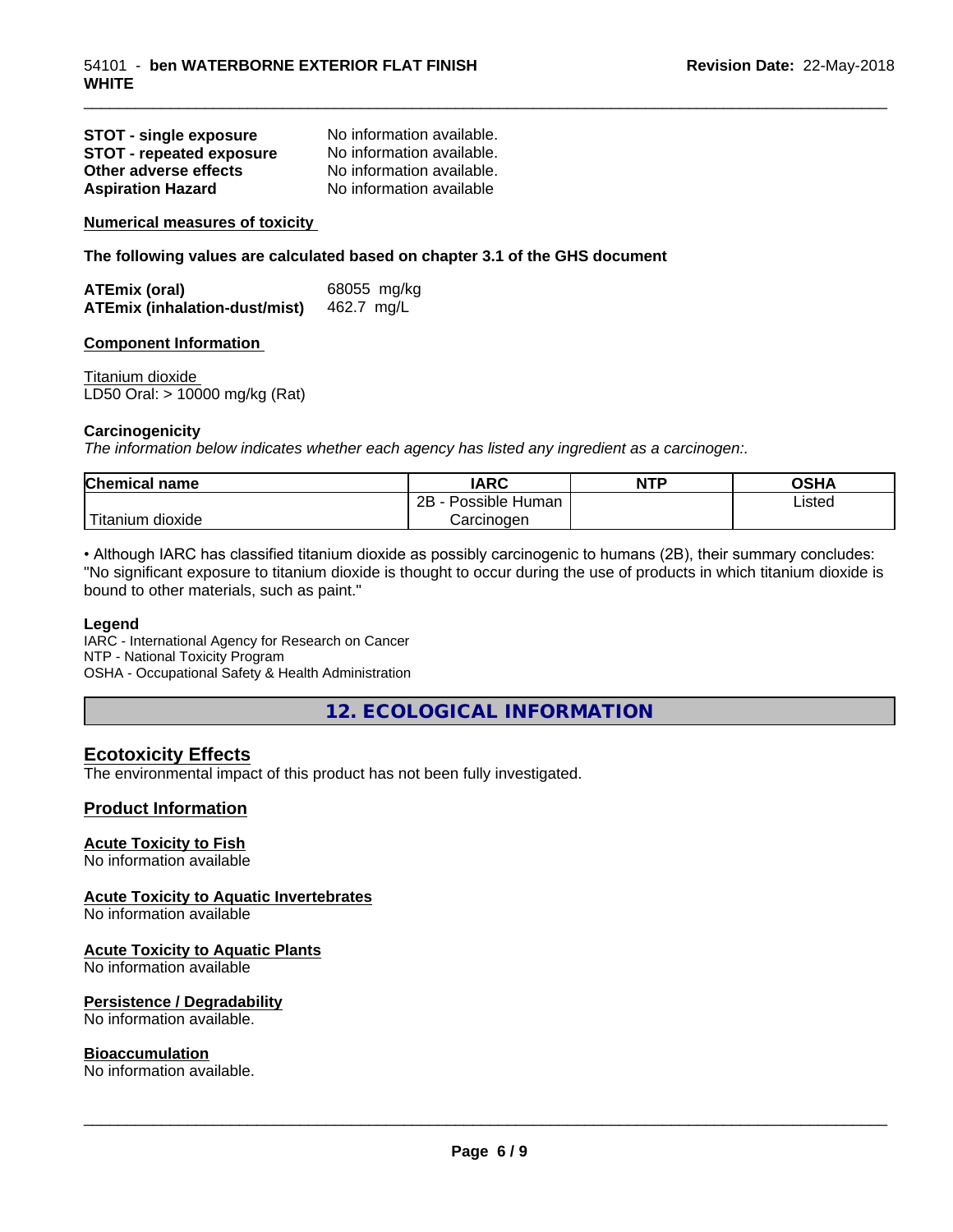**STOT - single exposure** No information available.
**STOT - repeated exposure** No information available.
**Other adverse effects** No information available.
**Aspiration Hazard** No information available

**Numerical measures of toxicity**

**The following values are calculated based on chapter 3.1 of the GHS document**

**ATEmix (oral)** 68055 mg/kg
**ATEmix (inhalation-dust/mist)** 462.7 mg/L

**Component Information**

Titanium dioxide
LD50 Oral: > 10000 mg/kg (Rat)

**Carcinogenicity**

*The information below indicates whether each agency has listed any ingredient as a carcinogen:.*

| Chemical name | IARC | NTP | OSHA |
|---|---|---|---|
| Titanium dioxide | 2B - Possible Human Carcinogen | | Listed |

• Although IARC has classified titanium dioxide as possibly carcinogenic to humans (2B), their summary concludes: "No significant exposure to titanium dioxide is thought to occur during the use of products in which titanium dioxide is bound to other materials, such as paint."

**Legend**

IARC - International Agency for Research on Cancer
NTP - National Toxicity Program
OSHA - Occupational Safety & Health Administration

## 12. ECOLOGICAL INFORMATION

### Ecotoxicity Effects

The environmental impact of this product has not been fully investigated.

### Product Information

**Acute Toxicity to Fish**
No information available

**Acute Toxicity to Aquatic Invertebrates**
No information available

**Acute Toxicity to Aquatic Plants**
No information available

**Persistence / Degradability**
No information available.

**Bioaccumulation**
No information available.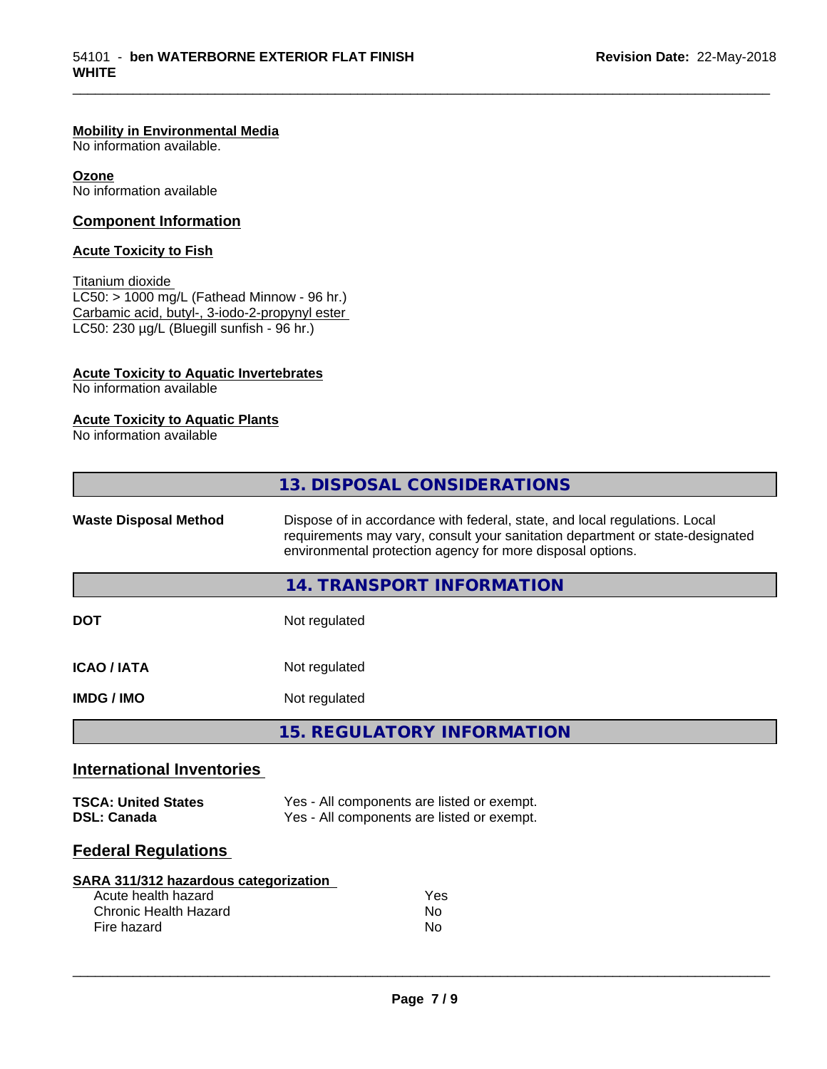**Mobility in Environmental Media**
No information available.

**Ozone**
No information available

## Component Information

**Acute Toxicity to Fish**

Titanium dioxide
LC50: > 1000 mg/L (Fathead Minnow - 96 hr.)
Carbamic acid, butyl-, 3-iodo-2-propynyl ester
LC50: 230 µg/L (Bluegill sunfish - 96 hr.)

**Acute Toxicity to Aquatic Invertebrates**
No information available

**Acute Toxicity to Aquatic Plants**
No information available

## 13. DISPOSAL CONSIDERATIONS

| | |
|---|---|
| **Waste Disposal Method** | Dispose of in accordance with federal, state, and local regulations. Local requirements may vary, consult your sanitation department or state-designated environmental protection agency for more disposal options. |

## 14. TRANSPORT INFORMATION

| | |
|---|---|
| **DOT** | Not regulated |
| **ICAO / IATA** | Not regulated |
| **IMDG / IMO** | Not regulated |

## 15. REGULATORY INFORMATION

### International Inventories

| | |
|---|---|
| **TSCA: United States** | Yes - All components are listed or exempt. |
| **DSL: Canada** | Yes - All components are listed or exempt. |

### Federal Regulations

**SARA 311/312 hazardous categorization**

| | |
|---|---|
| Acute health hazard | Yes |
| Chronic Health Hazard | No |
| Fire hazard | No |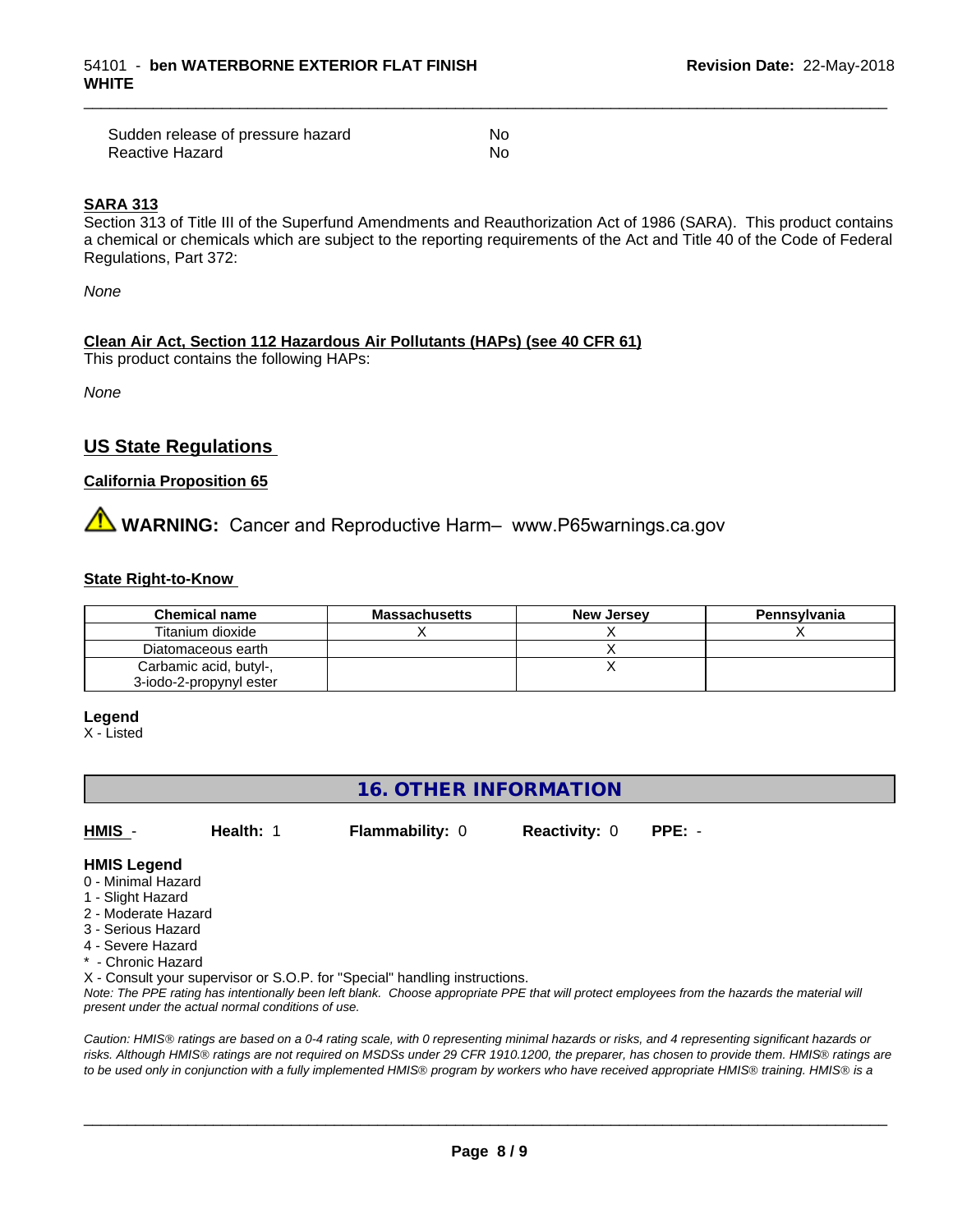| | |
|---|---|
| Sudden release of pressure hazard | No |
| Reactive Hazard | No |

**SARA 313**

Section 313 of Title III of the Superfund Amendments and Reauthorization Act of 1986 (SARA). This product contains a chemical or chemicals which are subject to the reporting requirements of the Act and Title 40 of the Code of Federal Regulations, Part 372:

*None*

**Clean Air Act, Section 112 Hazardous Air Pollutants (HAPs) (see 40 CFR 61)**

This product contains the following HAPs:

*None*

## US State Regulations

**California Proposition 65**

⚠ **WARNING:** Cancer and Reproductive Harm– www.P65warnings.ca.gov

**State Right-to-Know**

| Chemical name | Massachusetts | New Jersey | Pennsylvania |
|---|---|---|---|
| Titanium dioxide | X | X | X |
| Diatomaceous earth | | X | |
| Carbamic acid, butyl-, 3-iodo-2-propynyl ester | | X | |

**Legend**

X - Listed

# 16. OTHER INFORMATION

**HMIS** - **Health:** 1 **Flammability:** 0 **Reactivity:** 0 **PPE:** -

**HMIS Legend**

0 - Minimal Hazard
1 - Slight Hazard
2 - Moderate Hazard
3 - Serious Hazard
4 - Severe Hazard
* - Chronic Hazard
X - Consult your supervisor or S.O.P. for "Special" handling instructions.

*Note: The PPE rating has intentionally been left blank. Choose appropriate PPE that will protect employees from the hazards the material will present under the actual normal conditions of use.*

*Caution: HMIS® ratings are based on a 0-4 rating scale, with 0 representing minimal hazards or risks, and 4 representing significant hazards or risks. Although HMIS® ratings are not required on MSDSs under 29 CFR 1910.1200, the preparer, has chosen to provide them. HMIS® ratings are to be used only in conjunction with a fully implemented HMIS® program by workers who have received appropriate HMIS® training. HMIS® is a*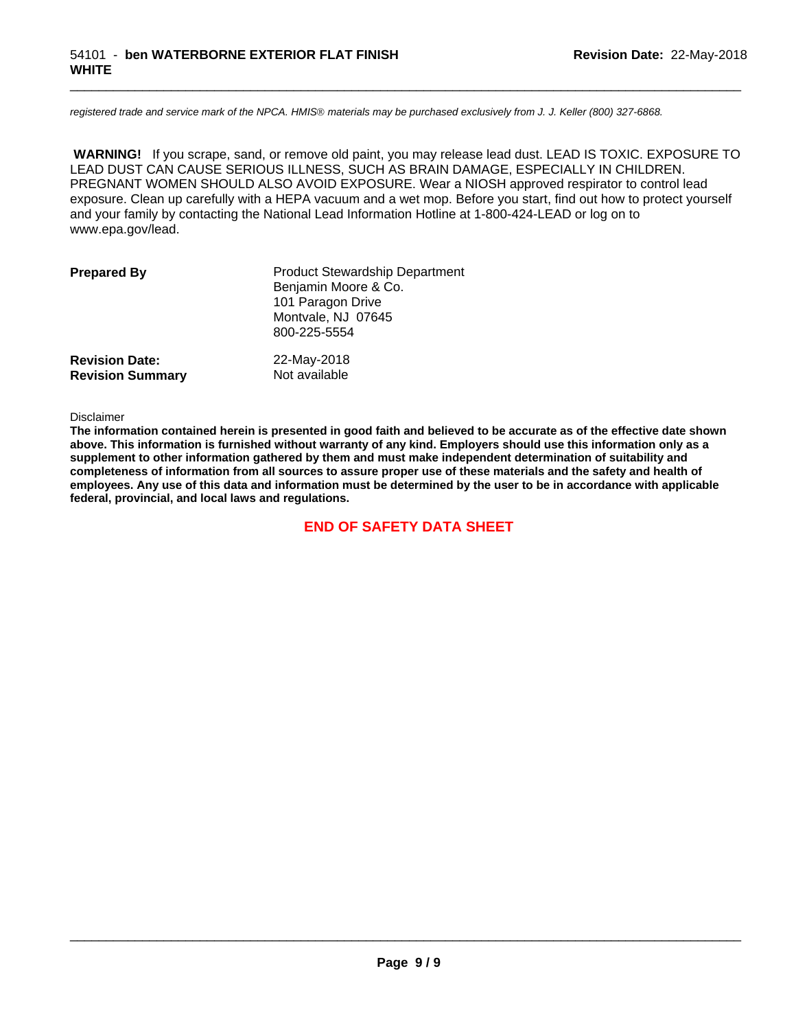*registered trade and service mark of the NPCA. HMIS® materials may be purchased exclusively from J. J. Keller (800) 327-6868.*

**WARNING!** If you scrape, sand, or remove old paint, you may release lead dust. LEAD IS TOXIC. EXPOSURE TO LEAD DUST CAN CAUSE SERIOUS ILLNESS, SUCH AS BRAIN DAMAGE, ESPECIALLY IN CHILDREN. PREGNANT WOMEN SHOULD ALSO AVOID EXPOSURE. Wear a NIOSH approved respirator to control lead exposure. Clean up carefully with a HEPA vacuum and a wet mop. Before you start, find out how to protect yourself and your family by contacting the National Lead Information Hotline at 1-800-424-LEAD or log on to www.epa.gov/lead.

| | |
|---|---|
| **Prepared By** | Product Stewardship Department<br>Benjamin Moore & Co.<br>101 Paragon Drive<br>Montvale, NJ 07645<br>800-225-5554 |
| **Revision Date:** | 22-May-2018 |
| **Revision Summary** | Not available |

Disclaimer

**The information contained herein is presented in good faith and believed to be accurate as of the effective date shown above. This information is furnished without warranty of any kind. Employers should use this information only as a supplement to other information gathered by them and must make independent determination of suitability and completeness of information from all sources to assure proper use of these materials and the safety and health of employees. Any use of this data and information must be determined by the user to be in accordance with applicable federal, provincial, and local laws and regulations.**

**END OF SAFETY DATA SHEET**